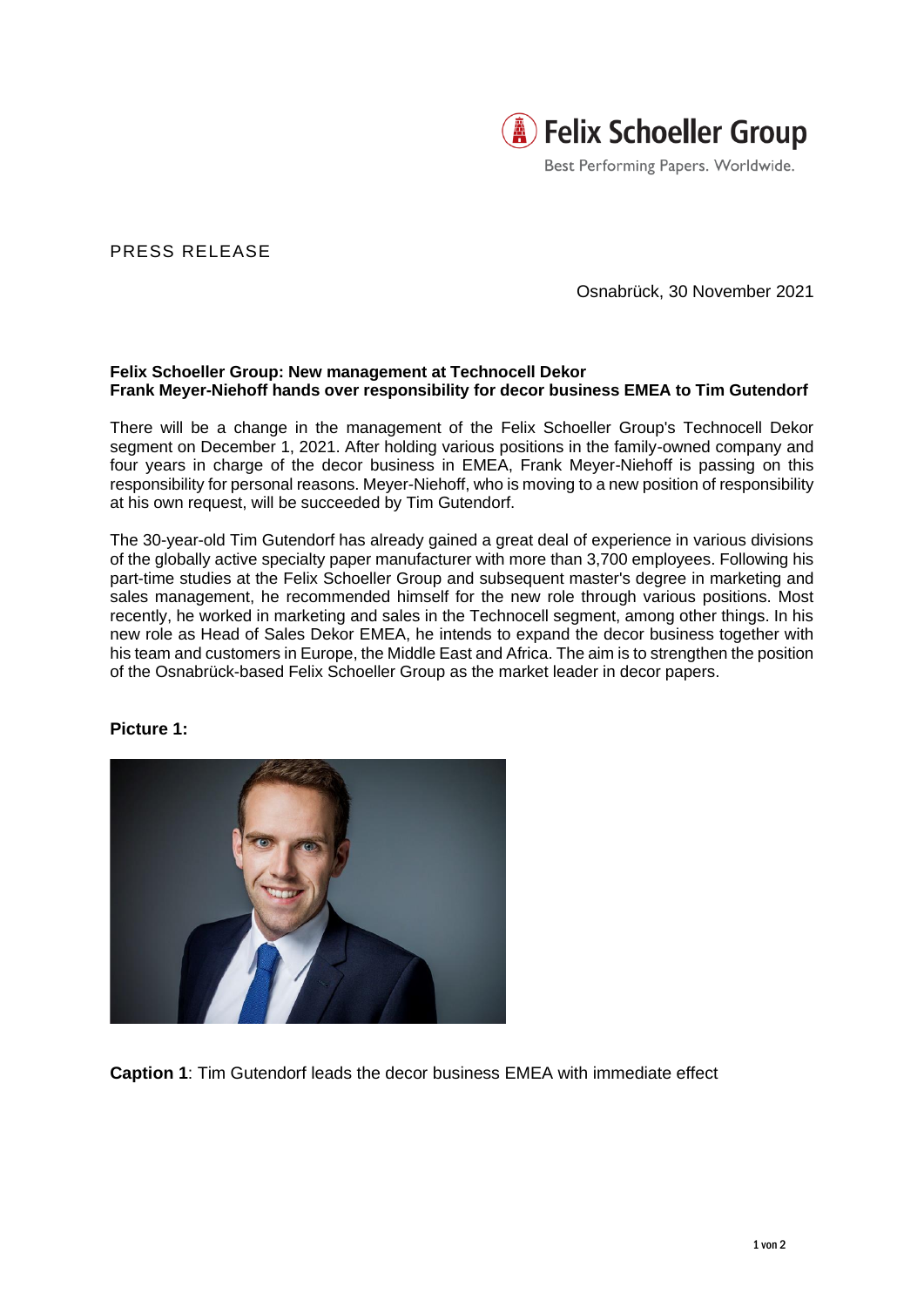Felix Schoeller Group

Best Performing Papers. Worldwide.

PRESS RELEASE

Osnabrück, 30 November 2021

**Felix Schoeller Group: New management at Technocell Dekor**
**Frank Meyer-Niehoff hands over responsibility for decor business EMEA to Tim Gutendorf**

There will be a change in the management of the Felix Schoeller Group's Technocell Dekor segment on December 1, 2021. After holding various positions in the family-owned company and four years in charge of the decor business in EMEA, Frank Meyer-Niehoff is passing on this responsibility for personal reasons. Meyer-Niehoff, who is moving to a new position of responsibility at his own request, will be succeeded by Tim Gutendorf.

The 30-year-old Tim Gutendorf has already gained a great deal of experience in various divisions of the globally active specialty paper manufacturer with more than 3,700 employees. Following his part-time studies at the Felix Schoeller Group and subsequent master's degree in marketing and sales management, he recommended himself for the new role through various positions. Most recently, he worked in marketing and sales in the Technocell segment, among other things. In his new role as Head of Sales Dekor EMEA, he intends to expand the decor business together with his team and customers in Europe, the Middle East and Africa. The aim is to strengthen the position of the Osnabrück-based Felix Schoeller Group as the market leader in decor papers.

**Picture 1:**

**Caption 1**: Tim Gutendorf leads the decor business EMEA with immediate effect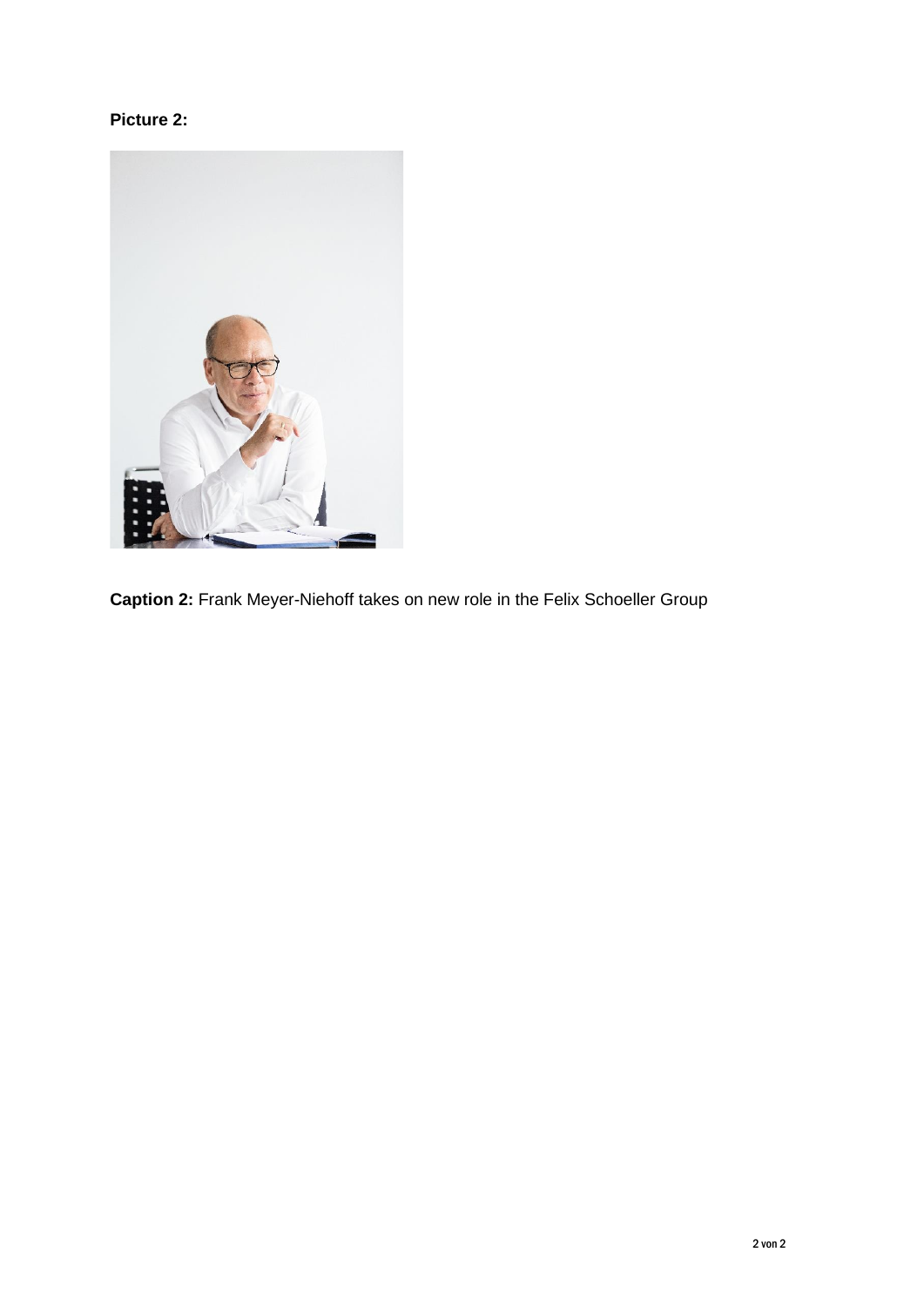**Picture 2:**

**Caption 2:** Frank Meyer-Niehoff takes on new role in the Felix Schoeller Group